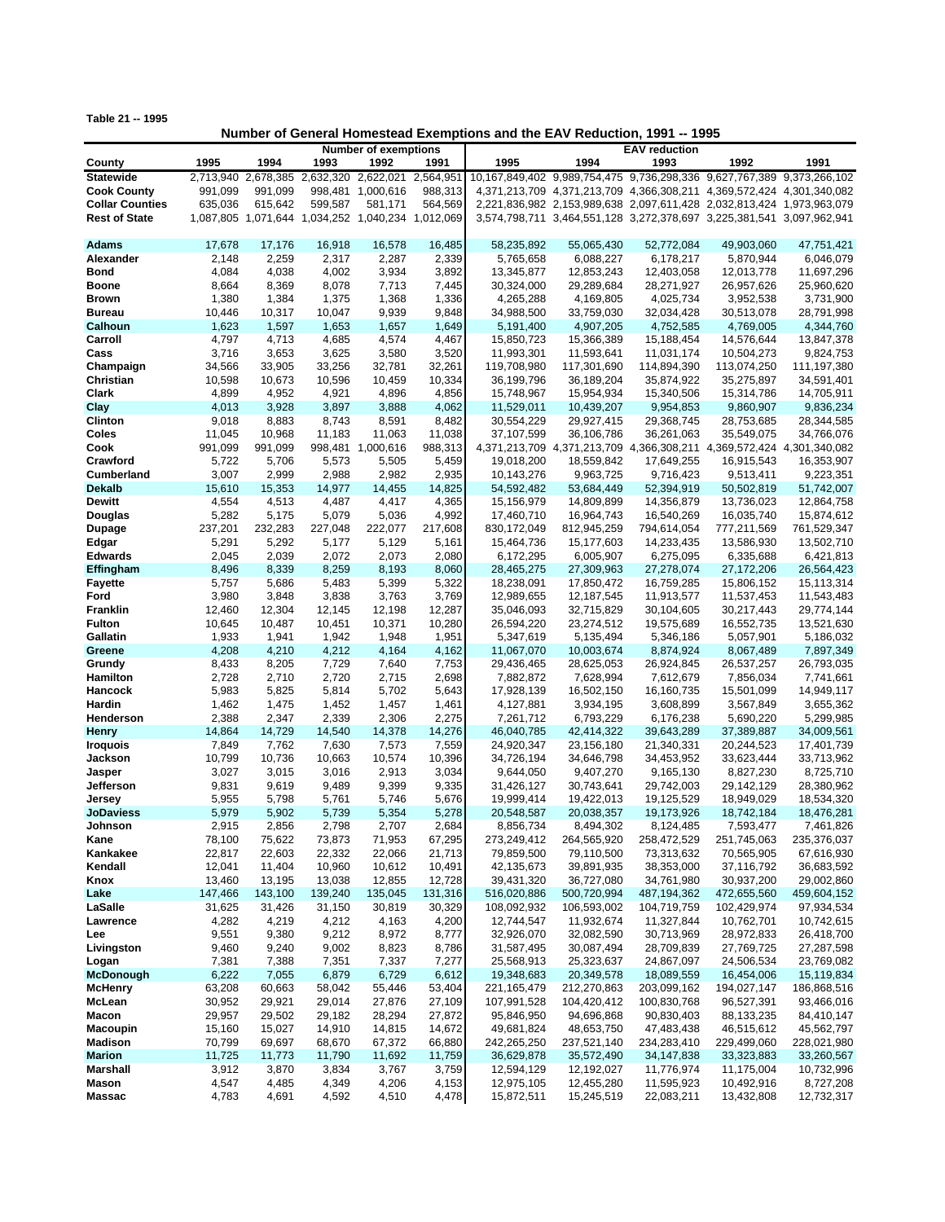Table 21 -- 1995

## Number of General Homestead Exemptions and the EAV Reduction, 1991 -- 1995

| | Number of exemptions | | | | | EAV reduction | | | | |
|---|---|---|---|---|---|---|---|---|---|---|
| County | 1995 | 1994 | 1993 | 1992 | 1991 | 1995 | 1994 | 1993 | 1992 | 1991 |
| **Statewide** | 2,713,940 | 2,678,385 | 2,632,320 | 2,622,021 | 2,564,951 | 10,167,849,402 | 9,989,754,475 | 9,736,298,336 | 9,627,767,389 | 9,373,266,102 |
| **Cook County** | 991,099 | 991,099 | 998,481 | 1,000,616 | 988,313 | 4,371,213,709 | 4,371,213,709 | 4,366,308,211 | 4,369,572,424 | 4,301,340,082 |
| **Collar Counties** | 635,036 | 615,642 | 599,587 | 581,171 | 564,569 | 2,221,836,982 | 2,153,989,638 | 2,097,611,428 | 2,032,813,424 | 1,973,963,079 |
| **Rest of State** | 1,087,805 | 1,071,644 | 1,034,252 | 1,040,234 | 1,012,069 | 3,574,798,711 | 3,464,551,128 | 3,272,378,697 | 3,225,381,541 | 3,097,962,941 |
| | | | | | | | | | | |
| **Adams** | 17,678 | 17,176 | 16,918 | 16,578 | 16,485 | 58,235,892 | 55,065,430 | 52,772,084 | 49,903,060 | 47,751,421 |
| **Alexander** | 2,148 | 2,259 | 2,317 | 2,287 | 2,339 | 5,765,658 | 6,088,227 | 6,178,217 | 5,870,944 | 6,046,079 |
| **Bond** | 4,084 | 4,038 | 4,002 | 3,934 | 3,892 | 13,345,877 | 12,853,243 | 12,403,058 | 12,013,778 | 11,697,296 |
| **Boone** | 8,664 | 8,369 | 8,078 | 7,713 | 7,445 | 30,324,000 | 29,289,684 | 28,271,927 | 26,957,626 | 25,960,620 |
| **Brown** | 1,380 | 1,384 | 1,375 | 1,368 | 1,336 | 4,265,288 | 4,169,805 | 4,025,734 | 3,952,538 | 3,731,900 |
| **Bureau** | 10,446 | 10,317 | 10,047 | 9,939 | 9,848 | 34,988,500 | 33,759,030 | 32,034,428 | 30,513,078 | 28,791,998 |
| **Calhoun** | 1,623 | 1,597 | 1,653 | 1,657 | 1,649 | 5,191,400 | 4,907,205 | 4,752,585 | 4,769,005 | 4,344,760 |
| **Carroll** | 4,797 | 4,713 | 4,685 | 4,574 | 4,467 | 15,850,723 | 15,366,389 | 15,188,454 | 14,576,644 | 13,847,378 |
| **Cass** | 3,716 | 3,653 | 3,625 | 3,580 | 3,520 | 11,993,301 | 11,593,641 | 11,031,174 | 10,504,273 | 9,824,753 |
| **Champaign** | 34,566 | 33,905 | 33,256 | 32,781 | 32,261 | 119,708,980 | 117,301,690 | 114,894,390 | 113,074,250 | 111,197,380 |
| **Christian** | 10,598 | 10,673 | 10,596 | 10,459 | 10,334 | 36,199,796 | 36,189,204 | 35,874,922 | 35,275,897 | 34,591,401 |
| **Clark** | 4,899 | 4,952 | 4,921 | 4,896 | 4,856 | 15,748,967 | 15,954,934 | 15,340,506 | 15,314,786 | 14,705,911 |
| **Clay** | 4,013 | 3,928 | 3,897 | 3,888 | 4,062 | 11,529,011 | 10,439,207 | 9,954,853 | 9,860,907 | 9,836,234 |
| **Clinton** | 9,018 | 8,883 | 8,743 | 8,591 | 8,482 | 30,554,229 | 29,927,415 | 29,368,745 | 28,753,685 | 28,344,585 |
| **Coles** | 11,045 | 10,968 | 11,183 | 11,063 | 11,038 | 37,107,599 | 36,106,786 | 36,261,063 | 35,549,075 | 34,766,076 |
| **Cook** | 991,099 | 991,099 | 998,481 | 1,000,616 | 988,313 | 4,371,213,709 | 4,371,213,709 | 4,366,308,211 | 4,369,572,424 | 4,301,340,082 |
| **Crawford** | 5,722 | 5,706 | 5,573 | 5,505 | 5,459 | 19,018,200 | 18,559,852 | 17,649,255 | 16,915,543 | 16,353,907 |
| **Cumberland** | 3,007 | 2,999 | 2,988 | 2,982 | 2,935 | 10,143,276 | 9,963,725 | 9,716,423 | 9,513,411 | 9,223,351 |
| **Dekalb** | 15,610 | 15,353 | 14,977 | 14,455 | 14,825 | 54,592,482 | 53,684,449 | 52,394,919 | 50,502,819 | 51,742,007 |
| **Dewitt** | 4,554 | 4,513 | 4,487 | 4,417 | 4,365 | 15,156,979 | 14,809,899 | 14,356,879 | 13,736,023 | 12,864,758 |
| **Douglas** | 5,282 | 5,175 | 5,079 | 5,036 | 4,992 | 17,460,710 | 16,964,743 | 16,540,269 | 16,035,740 | 15,874,612 |
| **Dupage** | 237,201 | 232,283 | 227,048 | 222,077 | 217,608 | 830,172,049 | 812,945,259 | 794,614,054 | 777,211,569 | 761,529,347 |
| **Edgar** | 5,291 | 5,292 | 5,177 | 5,129 | 5,161 | 15,464,736 | 15,177,603 | 14,233,435 | 13,586,930 | 13,502,710 |
| **Edwards** | 2,045 | 2,039 | 2,072 | 2,073 | 2,080 | 6,172,295 | 6,005,907 | 6,275,095 | 6,335,688 | 6,421,813 |
| **Effingham** | 8,496 | 8,339 | 8,259 | 8,193 | 8,060 | 28,465,275 | 27,309,963 | 27,278,074 | 27,172,206 | 26,564,423 |
| **Fayette** | 5,757 | 5,686 | 5,483 | 5,399 | 5,322 | 18,238,091 | 17,850,472 | 16,759,285 | 15,806,152 | 15,113,314 |
| **Ford** | 3,980 | 3,848 | 3,838 | 3,763 | 3,769 | 12,989,655 | 12,187,545 | 11,913,577 | 11,537,453 | 11,543,483 |
| **Franklin** | 12,460 | 12,304 | 12,145 | 12,198 | 12,287 | 35,046,093 | 32,715,829 | 30,104,605 | 30,217,443 | 29,774,144 |
| **Fulton** | 10,645 | 10,487 | 10,451 | 10,371 | 10,280 | 26,594,220 | 23,274,512 | 19,575,689 | 16,552,735 | 13,521,630 |
| **Gallatin** | 1,933 | 1,941 | 1,942 | 1,948 | 1,951 | 5,347,619 | 5,135,494 | 5,346,186 | 5,057,901 | 5,186,032 |
| **Greene** | 4,208 | 4,210 | 4,212 | 4,164 | 4,162 | 11,067,070 | 10,003,674 | 8,874,924 | 8,067,489 | 7,897,349 |
| **Grundy** | 8,433 | 8,205 | 7,729 | 7,640 | 7,753 | 29,436,465 | 28,625,053 | 26,924,845 | 26,537,257 | 26,793,035 |
| **Hamilton** | 2,728 | 2,710 | 2,720 | 2,715 | 2,698 | 7,882,872 | 7,628,994 | 7,612,679 | 7,856,034 | 7,741,661 |
| **Hancock** | 5,983 | 5,825 | 5,814 | 5,702 | 5,643 | 17,928,139 | 16,502,150 | 16,160,735 | 15,501,099 | 14,949,117 |
| **Hardin** | 1,462 | 1,475 | 1,452 | 1,457 | 1,461 | 4,127,881 | 3,934,195 | 3,608,899 | 3,567,849 | 3,655,362 |
| **Henderson** | 2,388 | 2,347 | 2,339 | 2,306 | 2,275 | 7,261,712 | 6,793,229 | 6,176,238 | 5,690,220 | 5,299,985 |
| **Henry** | 14,864 | 14,729 | 14,540 | 14,378 | 14,276 | 46,040,785 | 42,414,322 | 39,643,289 | 37,389,887 | 34,009,561 |
| **Iroquois** | 7,849 | 7,762 | 7,630 | 7,573 | 7,559 | 24,920,347 | 23,156,180 | 21,340,331 | 20,244,523 | 17,401,739 |
| **Jackson** | 10,799 | 10,736 | 10,663 | 10,574 | 10,396 | 34,726,194 | 34,646,798 | 34,453,952 | 33,623,444 | 33,713,962 |
| **Jasper** | 3,027 | 3,015 | 3,016 | 2,913 | 3,034 | 9,644,050 | 9,407,270 | 9,165,130 | 8,827,230 | 8,725,710 |
| **Jefferson** | 9,831 | 9,619 | 9,489 | 9,399 | 9,335 | 31,426,127 | 30,743,641 | 29,742,003 | 29,142,129 | 28,380,962 |
| **Jersey** | 5,955 | 5,798 | 5,761 | 5,746 | 5,676 | 19,999,414 | 19,422,013 | 19,125,529 | 18,949,029 | 18,534,320 |
| **JoDaviess** | 5,979 | 5,902 | 5,739 | 5,354 | 5,278 | 20,548,587 | 20,038,357 | 19,173,926 | 18,742,184 | 18,476,281 |
| **Johnson** | 2,915 | 2,856 | 2,798 | 2,707 | 2,684 | 8,856,734 | 8,494,302 | 8,124,485 | 7,593,477 | 7,461,826 |
| **Kane** | 78,100 | 75,622 | 73,873 | 71,953 | 67,295 | 273,249,412 | 264,565,920 | 258,472,529 | 251,745,063 | 235,376,037 |
| **Kankakee** | 22,817 | 22,603 | 22,332 | 22,066 | 21,713 | 79,859,500 | 79,110,500 | 73,313,632 | 70,565,905 | 67,616,930 |
| **Kendall** | 12,041 | 11,404 | 10,960 | 10,612 | 10,491 | 42,135,673 | 39,891,935 | 38,353,000 | 37,116,792 | 36,683,592 |
| **Knox** | 13,460 | 13,195 | 13,038 | 12,855 | 12,728 | 39,431,320 | 36,727,080 | 34,761,980 | 30,937,200 | 29,002,860 |
| **Lake** | 147,466 | 143,100 | 139,240 | 135,045 | 131,316 | 516,020,886 | 500,720,994 | 487,194,362 | 472,655,560 | 459,604,152 |
| **LaSalle** | 31,625 | 31,426 | 31,150 | 30,819 | 30,329 | 108,092,932 | 106,593,002 | 104,719,759 | 102,429,974 | 97,934,534 |
| **Lawrence** | 4,282 | 4,219 | 4,212 | 4,163 | 4,200 | 12,744,547 | 11,932,674 | 11,327,844 | 10,762,701 | 10,742,615 |
| **Lee** | 9,551 | 9,380 | 9,212 | 8,972 | 8,777 | 32,926,070 | 32,082,590 | 30,713,969 | 28,972,833 | 26,418,700 |
| **Livingston** | 9,460 | 9,240 | 9,002 | 8,823 | 8,786 | 31,587,495 | 30,087,494 | 28,709,839 | 27,769,725 | 27,287,598 |
| **Logan** | 7,381 | 7,388 | 7,351 | 7,337 | 7,277 | 25,568,913 | 25,323,637 | 24,867,097 | 24,506,534 | 23,769,082 |
| **McDonough** | 6,222 | 7,055 | 6,879 | 6,729 | 6,612 | 19,348,683 | 20,349,578 | 18,089,559 | 16,454,006 | 15,119,834 |
| **McHenry** | 63,208 | 60,663 | 58,042 | 55,446 | 53,404 | 221,165,479 | 212,270,863 | 203,099,162 | 194,027,147 | 186,868,516 |
| **McLean** | 30,952 | 29,921 | 29,014 | 27,876 | 27,109 | 107,991,528 | 104,420,412 | 100,830,768 | 96,527,391 | 93,466,016 |
| **Macon** | 29,957 | 29,502 | 29,182 | 28,294 | 27,872 | 95,846,950 | 94,696,868 | 90,830,403 | 88,133,235 | 84,410,147 |
| **Macoupin** | 15,160 | 15,027 | 14,910 | 14,815 | 14,672 | 49,681,824 | 48,653,750 | 47,483,438 | 46,515,612 | 45,562,797 |
| **Madison** | 70,799 | 69,697 | 68,670 | 67,372 | 66,880 | 242,265,250 | 237,521,140 | 234,283,410 | 229,499,060 | 228,021,980 |
| **Marion** | 11,725 | 11,773 | 11,790 | 11,692 | 11,759 | 36,629,878 | 35,572,490 | 34,147,838 | 33,323,883 | 33,260,567 |
| **Marshall** | 3,912 | 3,870 | 3,834 | 3,767 | 3,759 | 12,594,129 | 12,192,027 | 11,776,974 | 11,175,004 | 10,732,996 |
| **Mason** | 4,547 | 4,485 | 4,349 | 4,206 | 4,153 | 12,975,105 | 12,455,280 | 11,595,923 | 10,492,916 | 8,727,208 |
| **Massac** | 4,783 | 4,691 | 4,592 | 4,510 | 4,478 | 15,872,511 | 15,245,519 | 22,083,211 | 13,432,808 | 12,732,317 |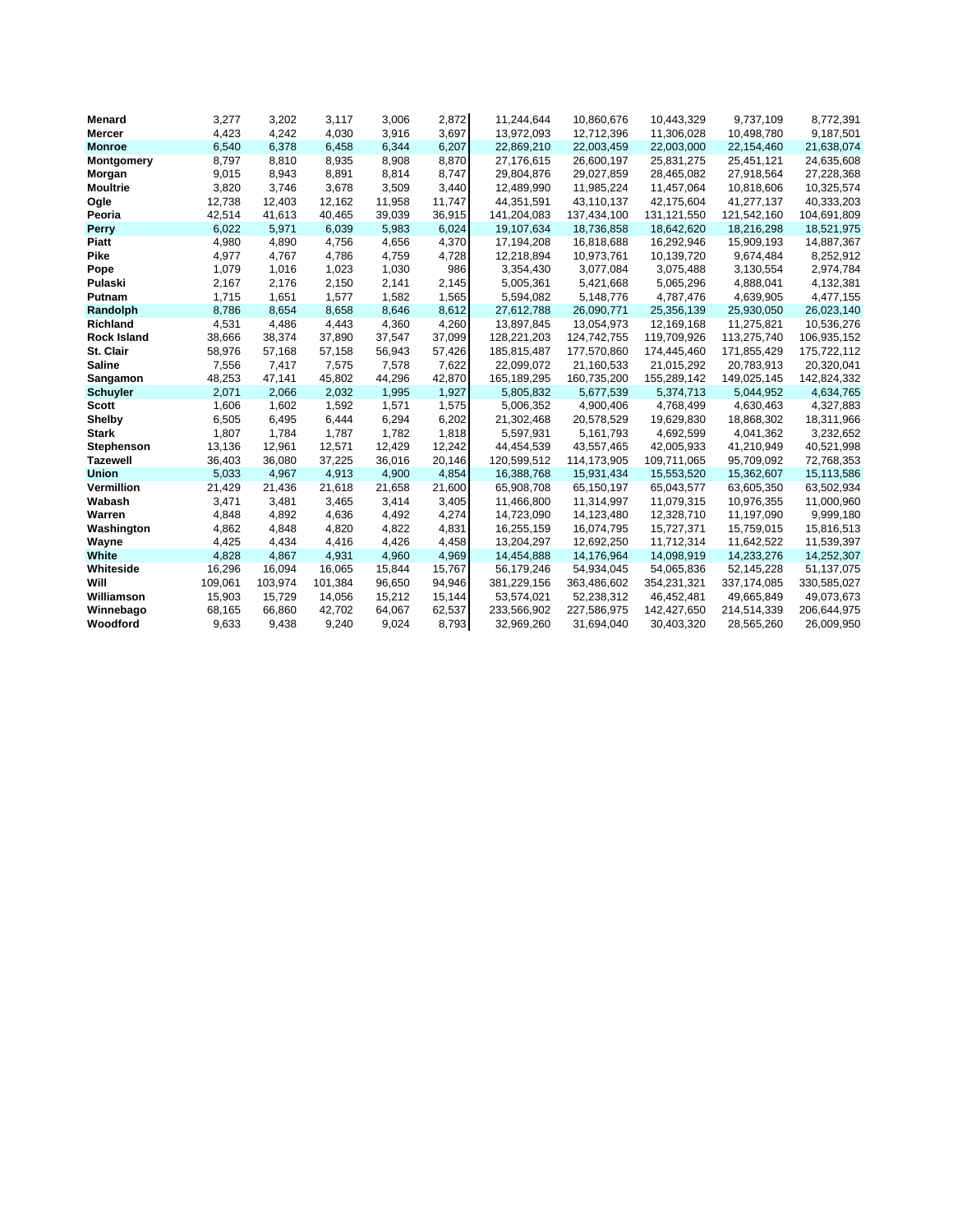| | | | | | | | | | | |
|---|---|---|---|---|---|---|---|---|---|---|
| **Menard** | 3,277 | 3,202 | 3,117 | 3,006 | 2,872 | 11,244,644 | 10,860,676 | 10,443,329 | 9,737,109 | 8,772,391 |
| **Mercer** | 4,423 | 4,242 | 4,030 | 3,916 | 3,697 | 13,972,093 | 12,712,396 | 11,306,028 | 10,498,780 | 9,187,501 |
| **Monroe** | 6,540 | 6,378 | 6,458 | 6,344 | 6,207 | 22,869,210 | 22,003,459 | 22,003,000 | 22,154,460 | 21,638,074 |
| **Montgomery** | 8,797 | 8,810 | 8,935 | 8,908 | 8,870 | 27,176,615 | 26,600,197 | 25,831,275 | 25,451,121 | 24,635,608 |
| **Morgan** | 9,015 | 8,943 | 8,891 | 8,814 | 8,747 | 29,804,876 | 29,027,859 | 28,465,082 | 27,918,564 | 27,228,368 |
| **Moultrie** | 3,820 | 3,746 | 3,678 | 3,509 | 3,440 | 12,489,990 | 11,985,224 | 11,457,064 | 10,818,606 | 10,325,574 |
| **Ogle** | 12,738 | 12,403 | 12,162 | 11,958 | 11,747 | 44,351,591 | 43,110,137 | 42,175,604 | 41,277,137 | 40,333,203 |
| **Peoria** | 42,514 | 41,613 | 40,465 | 39,039 | 36,915 | 141,204,083 | 137,434,100 | 131,121,550 | 121,542,160 | 104,691,809 |
| **Perry** | 6,022 | 5,971 | 6,039 | 5,983 | 6,024 | 19,107,634 | 18,736,858 | 18,642,620 | 18,216,298 | 18,521,975 |
| **Piatt** | 4,980 | 4,890 | 4,756 | 4,656 | 4,370 | 17,194,208 | 16,818,688 | 16,292,946 | 15,909,193 | 14,887,367 |
| **Pike** | 4,977 | 4,767 | 4,786 | 4,759 | 4,728 | 12,218,894 | 10,973,761 | 10,139,720 | 9,674,484 | 8,252,912 |
| **Pope** | 1,079 | 1,016 | 1,023 | 1,030 | 986 | 3,354,430 | 3,077,084 | 3,075,488 | 3,130,554 | 2,974,784 |
| **Pulaski** | 2,167 | 2,176 | 2,150 | 2,141 | 2,145 | 5,005,361 | 5,421,668 | 5,065,296 | 4,888,041 | 4,132,381 |
| **Putnam** | 1,715 | 1,651 | 1,577 | 1,582 | 1,565 | 5,594,082 | 5,148,776 | 4,787,476 | 4,639,905 | 4,477,155 |
| **Randolph** | 8,786 | 8,654 | 8,658 | 8,646 | 8,612 | 27,612,788 | 26,090,771 | 25,356,139 | 25,930,050 | 26,023,140 |
| **Richland** | 4,531 | 4,486 | 4,443 | 4,360 | 4,260 | 13,897,845 | 13,054,973 | 12,169,168 | 11,275,821 | 10,536,276 |
| **Rock Island** | 38,666 | 38,374 | 37,890 | 37,547 | 37,099 | 128,221,203 | 124,742,755 | 119,709,926 | 113,275,740 | 106,935,152 |
| **St. Clair** | 58,976 | 57,168 | 57,158 | 56,943 | 57,426 | 185,815,487 | 177,570,860 | 174,445,460 | 171,855,429 | 175,722,112 |
| **Saline** | 7,556 | 7,417 | 7,575 | 7,578 | 7,622 | 22,099,072 | 21,160,533 | 21,015,292 | 20,783,913 | 20,320,041 |
| **Sangamon** | 48,253 | 47,141 | 45,802 | 44,296 | 42,870 | 165,189,295 | 160,735,200 | 155,289,142 | 149,025,145 | 142,824,332 |
| **Schuyler** | 2,071 | 2,066 | 2,032 | 1,995 | 1,927 | 5,805,832 | 5,677,539 | 5,374,713 | 5,044,952 | 4,634,765 |
| **Scott** | 1,606 | 1,602 | 1,592 | 1,571 | 1,575 | 5,006,352 | 4,900,406 | 4,768,499 | 4,630,463 | 4,327,883 |
| **Shelby** | 6,505 | 6,495 | 6,444 | 6,294 | 6,202 | 21,302,468 | 20,578,529 | 19,629,830 | 18,868,302 | 18,311,966 |
| **Stark** | 1,807 | 1,784 | 1,787 | 1,782 | 1,818 | 5,597,931 | 5,161,793 | 4,692,599 | 4,041,362 | 3,232,652 |
| **Stephenson** | 13,136 | 12,961 | 12,571 | 12,429 | 12,242 | 44,454,539 | 43,557,465 | 42,005,933 | 41,210,949 | 40,521,998 |
| **Tazewell** | 36,403 | 36,080 | 37,225 | 36,016 | 20,146 | 120,599,512 | 114,173,905 | 109,711,065 | 95,709,092 | 72,768,353 |
| **Union** | 5,033 | 4,967 | 4,913 | 4,900 | 4,854 | 16,388,768 | 15,931,434 | 15,553,520 | 15,362,607 | 15,113,586 |
| **Vermillion** | 21,429 | 21,436 | 21,618 | 21,658 | 21,600 | 65,908,708 | 65,150,197 | 65,043,577 | 63,605,350 | 63,502,934 |
| **Wabash** | 3,471 | 3,481 | 3,465 | 3,414 | 3,405 | 11,466,800 | 11,314,997 | 11,079,315 | 10,976,355 | 11,000,960 |
| **Warren** | 4,848 | 4,892 | 4,636 | 4,492 | 4,274 | 14,723,090 | 14,123,480 | 12,328,710 | 11,197,090 | 9,999,180 |
| **Washington** | 4,862 | 4,848 | 4,820 | 4,822 | 4,831 | 16,255,159 | 16,074,795 | 15,727,371 | 15,759,015 | 15,816,513 |
| **Wayne** | 4,425 | 4,434 | 4,416 | 4,426 | 4,458 | 13,204,297 | 12,692,250 | 11,712,314 | 11,642,522 | 11,539,397 |
| **White** | 4,828 | 4,867 | 4,931 | 4,960 | 4,969 | 14,454,888 | 14,176,964 | 14,098,919 | 14,233,276 | 14,252,307 |
| **Whiteside** | 16,296 | 16,094 | 16,065 | 15,844 | 15,767 | 56,179,246 | 54,934,045 | 54,065,836 | 52,145,228 | 51,137,075 |
| **Will** | 109,061 | 103,974 | 101,384 | 96,650 | 94,946 | 381,229,156 | 363,486,602 | 354,231,321 | 337,174,085 | 330,585,027 |
| **Williamson** | 15,903 | 15,729 | 14,056 | 15,212 | 15,144 | 53,574,021 | 52,238,312 | 46,452,481 | 49,665,849 | 49,073,673 |
| **Winnebago** | 68,165 | 66,860 | 42,702 | 64,067 | 62,537 | 233,566,902 | 227,586,975 | 142,427,650 | 214,514,339 | 206,644,975 |
| **Woodford** | 9,633 | 9,438 | 9,240 | 9,024 | 8,793 | 32,969,260 | 31,694,040 | 30,403,320 | 28,565,260 | 26,009,950 |